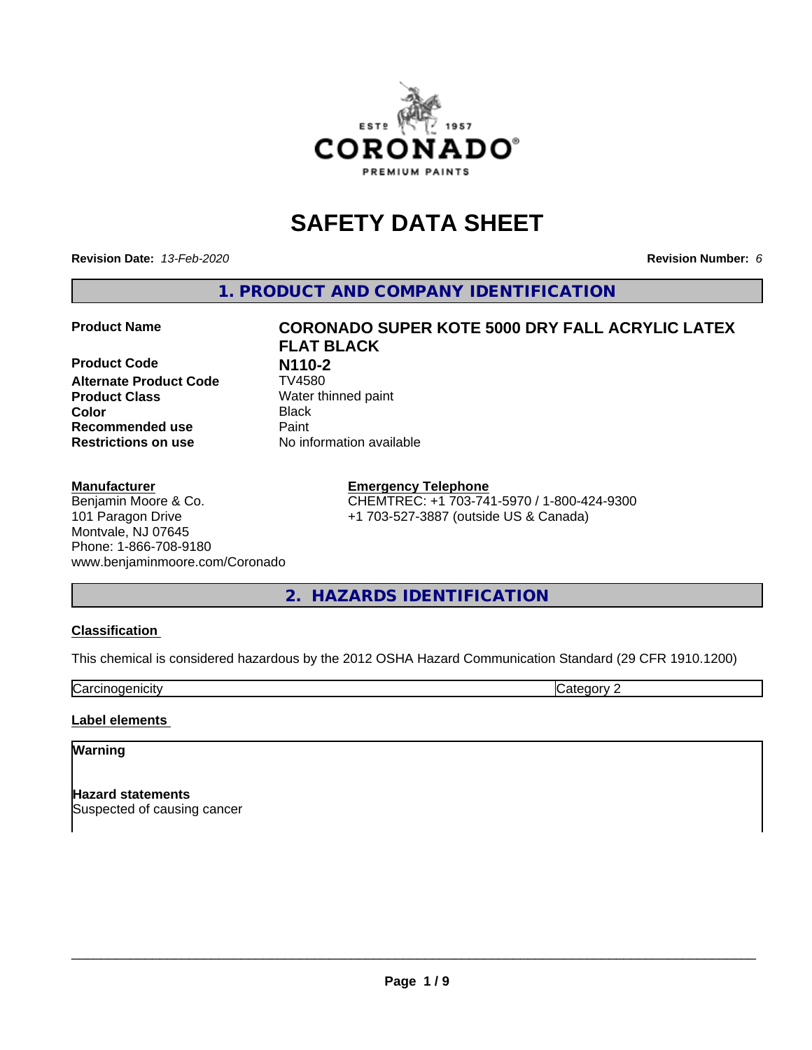# SAFETY DATA SHEET

**Revision Date:** *13-Feb-2020* **Revision Number:** *6*

## 1. PRODUCT AND COMPANY IDENTIFICATION

| | |
|---|---|
| **Product Name** | **CORONADO SUPER KOTE 5000 DRY FALL ACRYLIC LATEX FLAT BLACK** |
| **Product Code** | **N110-2** |
| **Alternate Product Code** | TV4580 |
| **Product Class** | Water thinned paint |
| **Color** | Black |
| **Recommended use** | Paint |
| **Restrictions on use** | No information available |

**Manufacturer**
Benjamin Moore & Co.
101 Paragon Drive
Montvale, NJ 07645
Phone: 1-866-708-9180
www.benjaminmoore.com/Coronado

**Emergency Telephone**
CHEMTREC: +1 703-741-5970 / 1-800-424-9300
+1 703-527-3887 (outside US & Canada)

## 2. HAZARDS IDENTIFICATION

**Classification**

This chemical is considered hazardous by the 2012 OSHA Hazard Communication Standard (29 CFR 1910.1200)

| Carcinogenicity | Category 2 |
|---|---|

**Label elements**

**Warning**

**Hazard statements**
Suspected of causing cancer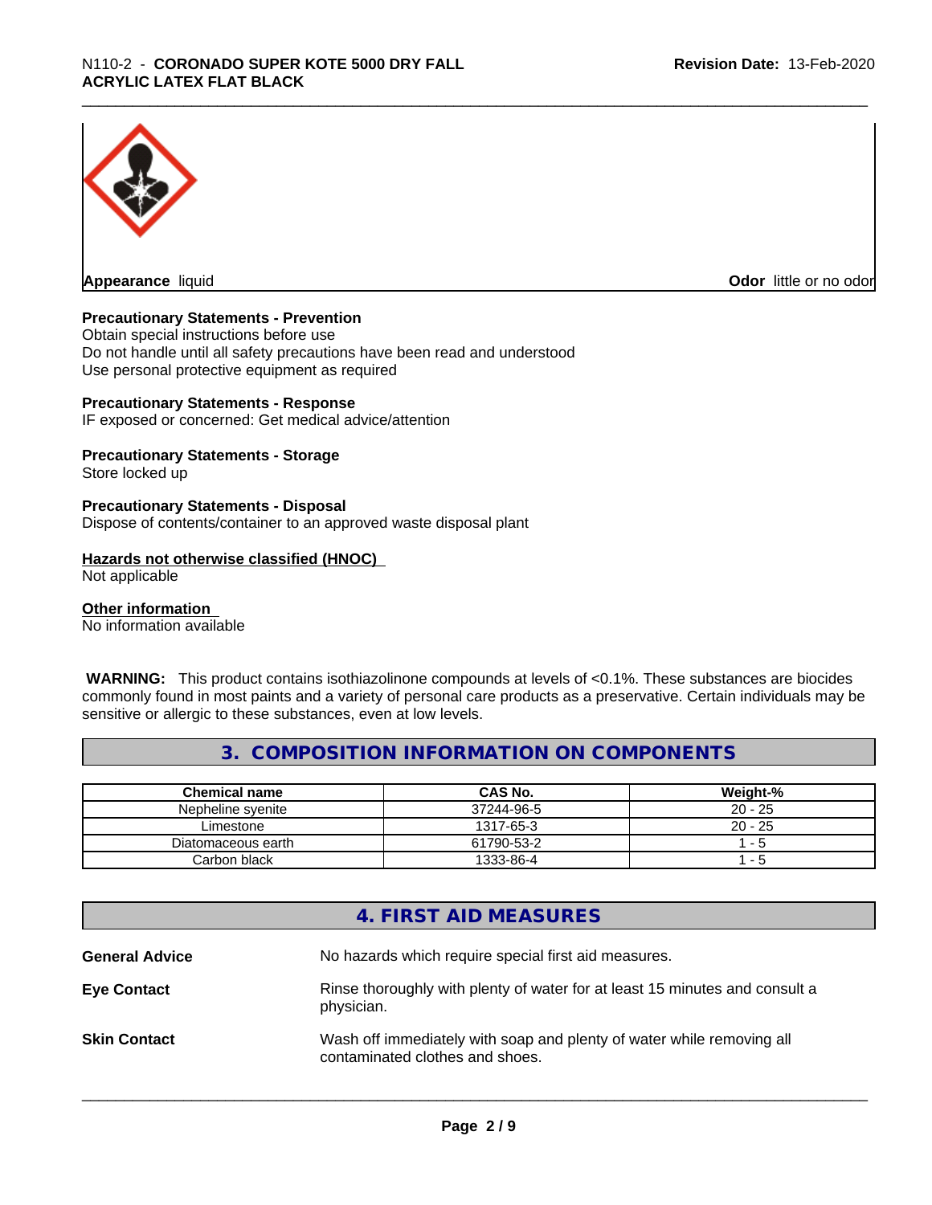**Appearance** liquid **Odor** little or no odor

**Precautionary Statements - Prevention**
Obtain special instructions before use
Do not handle until all safety precautions have been read and understood
Use personal protective equipment as required

**Precautionary Statements - Response**
IF exposed or concerned: Get medical advice/attention

**Precautionary Statements - Storage**
Store locked up

**Precautionary Statements - Disposal**
Dispose of contents/container to an approved waste disposal plant

**Hazards not otherwise classified (HNOC)**
Not applicable

**Other information**
No information available

**WARNING:** This product contains isothiazolinone compounds at levels of <0.1%. These substances are biocides commonly found in most paints and a variety of personal care products as a preservative. Certain individuals may be sensitive or allergic to these substances, even at low levels.

## 3. COMPOSITION INFORMATION ON COMPONENTS

| Chemical name | CAS No. | Weight-% |
|---|---|---|
| Nepheline syenite | 37244-96-5 | 20 - 25 |
| Limestone | 1317-65-3 | 20 - 25 |
| Diatomaceous earth | 61790-53-2 | 1 - 5 |
| Carbon black | 1333-86-4 | 1 - 5 |

## 4. FIRST AID MEASURES

**General Advice** No hazards which require special first aid measures.

**Eye Contact** Rinse thoroughly with plenty of water for at least 15 minutes and consult a physician.

**Skin Contact** Wash off immediately with soap and plenty of water while removing all contaminated clothes and shoes.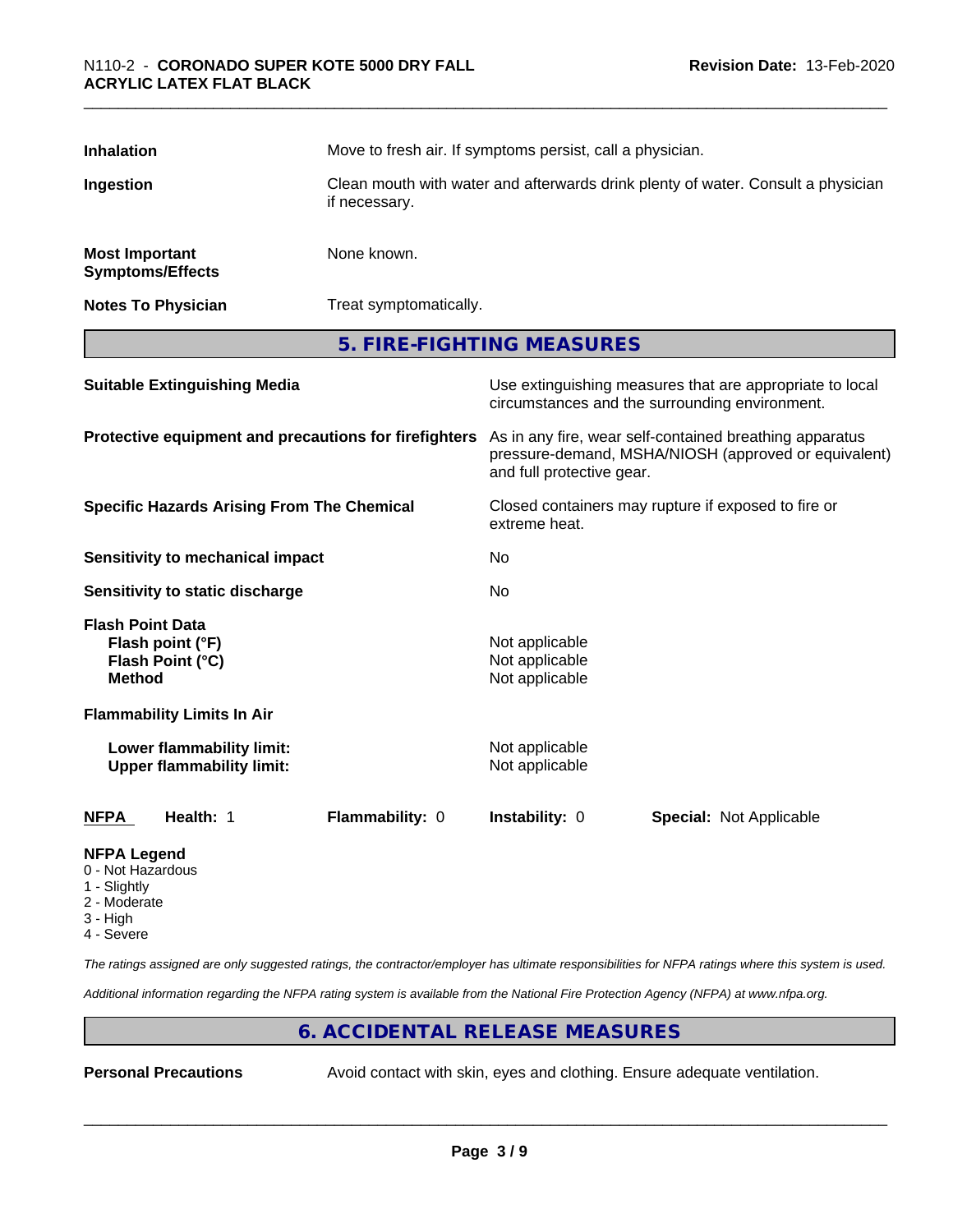| | |
|---|---|
| **Inhalation** | Move to fresh air. If symptoms persist, call a physician. |
| **Ingestion** | Clean mouth with water and afterwards drink plenty of water. Consult a physician if necessary. |
| **Most Important Symptoms/Effects** | None known. |
| **Notes To Physician** | Treat symptomatically. |

## 5. FIRE-FIGHTING MEASURES

| | |
|---|---|
| **Suitable Extinguishing Media** | Use extinguishing measures that are appropriate to local circumstances and the surrounding environment. |
| **Protective equipment and precautions for firefighters** | As in any fire, wear self-contained breathing apparatus pressure-demand, MSHA/NIOSH (approved or equivalent) and full protective gear. |
| **Specific Hazards Arising From The Chemical** | Closed containers may rupture if exposed to fire or extreme heat. |
| **Sensitivity to mechanical impact** | No |
| **Sensitivity to static discharge** | No |
| **Flash Point Data** | |
| **Flash point (°F)** | Not applicable |
| **Flash Point (°C)** | Not applicable |
| **Method** | Not applicable |
| **Flammability Limits In Air** | |
| **Lower flammability limit:** | Not applicable |
| **Upper flammability limit:** | Not applicable |

| **NFPA** | **Health:** 1 | **Flammability:** 0 | **Instability:** 0 | **Special:** Not Applicable |
|---|---|---|---|---|

**NFPA Legend**
0 - Not Hazardous
1 - Slightly
2 - Moderate
3 - High
4 - Severe

*The ratings assigned are only suggested ratings, the contractor/employer has ultimate responsibilities for NFPA ratings where this system is used.*

*Additional information regarding the NFPA rating system is available from the National Fire Protection Agency (NFPA) at www.nfpa.org.*

## 6. ACCIDENTAL RELEASE MEASURES

| | |
|---|---|
| **Personal Precautions** | Avoid contact with skin, eyes and clothing. Ensure adequate ventilation. |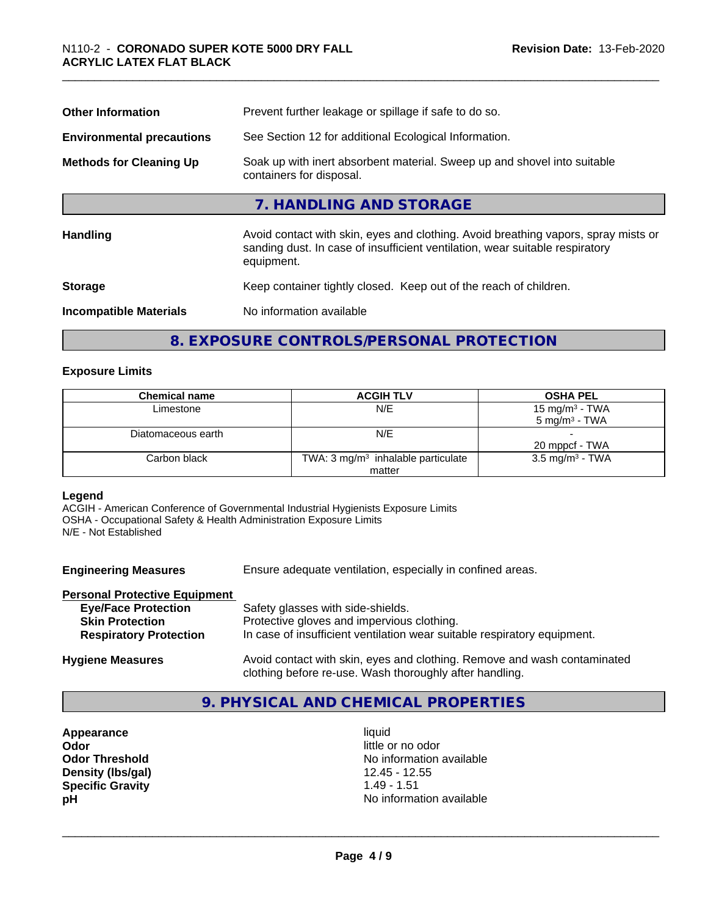| | |
|---|---|
| **Other Information** | Prevent further leakage or spillage if safe to do so. |
| **Environmental precautions** | See Section 12 for additional Ecological Information. |
| **Methods for Cleaning Up** | Soak up with inert absorbent material. Sweep up and shovel into suitable containers for disposal. |

## 7. HANDLING AND STORAGE

| | |
|---|---|
| **Handling** | Avoid contact with skin, eyes and clothing. Avoid breathing vapors, spray mists or sanding dust. In case of insufficient ventilation, wear suitable respiratory equipment. |
| **Storage** | Keep container tightly closed. Keep out of the reach of children. |
| **Incompatible Materials** | No information available |

## 8. EXPOSURE CONTROLS/PERSONAL PROTECTION

### Exposure Limits

| Chemical name | ACGIH TLV | OSHA PEL |
|---|---|---|
| Limestone | N/E | 15 mg/m³ - TWA<br>5 mg/m³ - TWA |
| Diatomaceous earth | N/E | -<br>20 mppcf - TWA |
| Carbon black | TWA: 3 mg/m³ inhalable particulate matter | 3.5 mg/m³ - TWA |

**Legend**
ACGIH - American Conference of Governmental Industrial Hygienists Exposure Limits
OSHA - Occupational Safety & Health Administration Exposure Limits
N/E - Not Established

**Engineering Measures** Ensure adequate ventilation, especially in confined areas.

**Personal Protective Equipment**

| | |
|---|---|
| **Eye/Face Protection** | Safety glasses with side-shields. |
| **Skin Protection** | Protective gloves and impervious clothing. |
| **Respiratory Protection** | In case of insufficient ventilation wear suitable respiratory equipment. |

**Hygiene Measures** Avoid contact with skin, eyes and clothing. Remove and wash contaminated clothing before re-use. Wash thoroughly after handling.

## 9. PHYSICAL AND CHEMICAL PROPERTIES

| | |
|---|---|
| **Appearance** | liquid |
| **Odor** | little or no odor |
| **Odor Threshold** | No information available |
| **Density (lbs/gal)** | 12.45 - 12.55 |
| **Specific Gravity** | 1.49 - 1.51 |
| **pH** | No information available |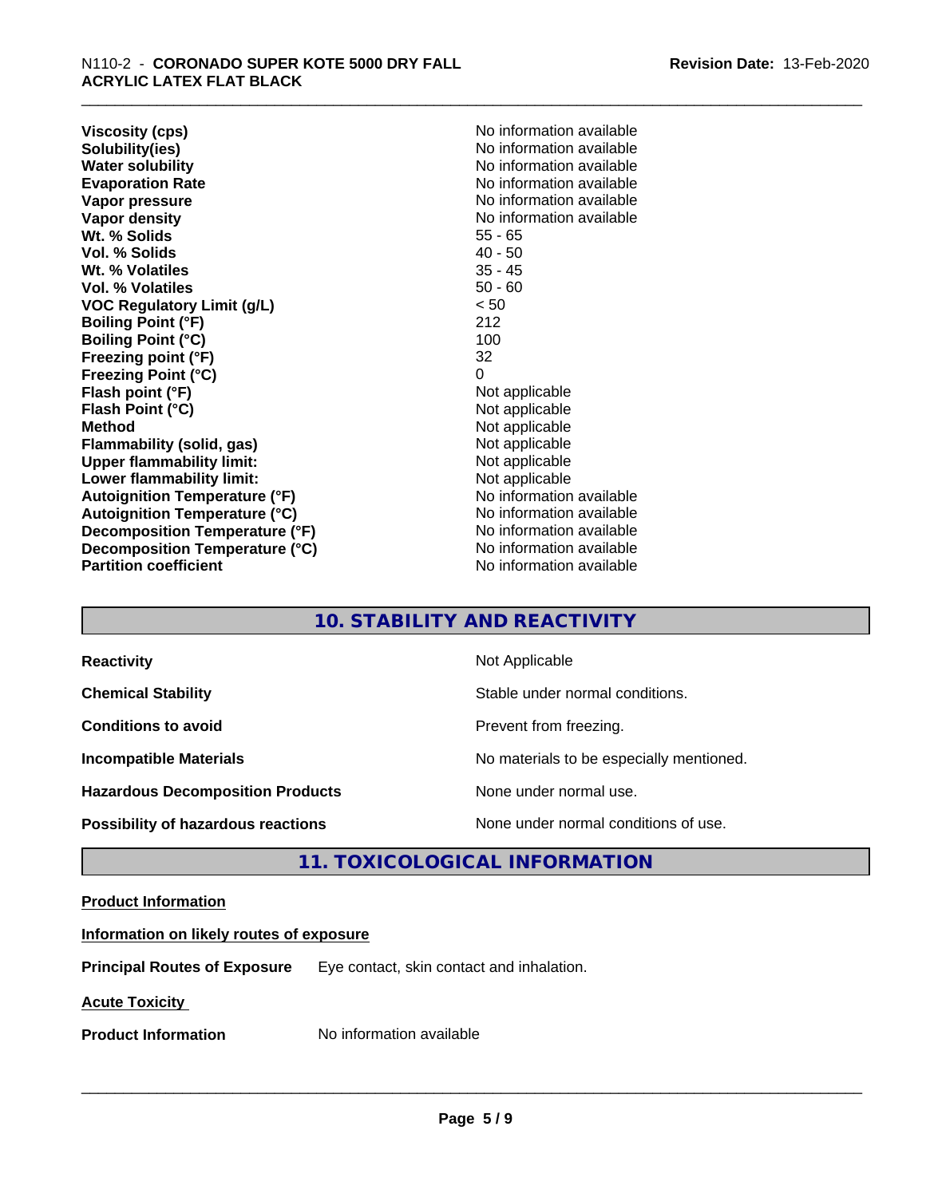| | |
|---|---|
| **Viscosity (cps)** | No information available |
| **Solubility(ies)** | No information available |
| **Water solubility** | No information available |
| **Evaporation Rate** | No information available |
| **Vapor pressure** | No information available |
| **Vapor density** | No information available |
| **Wt. % Solids** | 55 - 65 |
| **Vol. % Solids** | 40 - 50 |
| **Wt. % Volatiles** | 35 - 45 |
| **Vol. % Volatiles** | 50 - 60 |
| **VOC Regulatory Limit (g/L)** | < 50 |
| **Boiling Point (°F)** | 212 |
| **Boiling Point (°C)** | 100 |
| **Freezing point (°F)** | 32 |
| **Freezing Point (°C)** | 0 |
| **Flash point (°F)** | Not applicable |
| **Flash Point (°C)** | Not applicable |
| **Method** | Not applicable |
| **Flammability (solid, gas)** | Not applicable |
| **Upper flammability limit:** | Not applicable |
| **Lower flammability limit:** | Not applicable |
| **Autoignition Temperature (°F)** | No information available |
| **Autoignition Temperature (°C)** | No information available |
| **Decomposition Temperature (°F)** | No information available |
| **Decomposition Temperature (°C)** | No information available |
| **Partition coefficient** | No information available |

## 10. STABILITY AND REACTIVITY

| | |
|---|---|
| **Reactivity** | Not Applicable |
| **Chemical Stability** | Stable under normal conditions. |
| **Conditions to avoid** | Prevent from freezing. |
| **Incompatible Materials** | No materials to be especially mentioned. |
| **Hazardous Decomposition Products** | None under normal use. |
| **Possibility of hazardous reactions** | None under normal conditions of use. |

## 11. TOXICOLOGICAL INFORMATION

**Product Information**

**Information on likely routes of exposure**

**Principal Routes of Exposure** Eye contact, skin contact and inhalation.

**Acute Toxicity**

**Product Information** No information available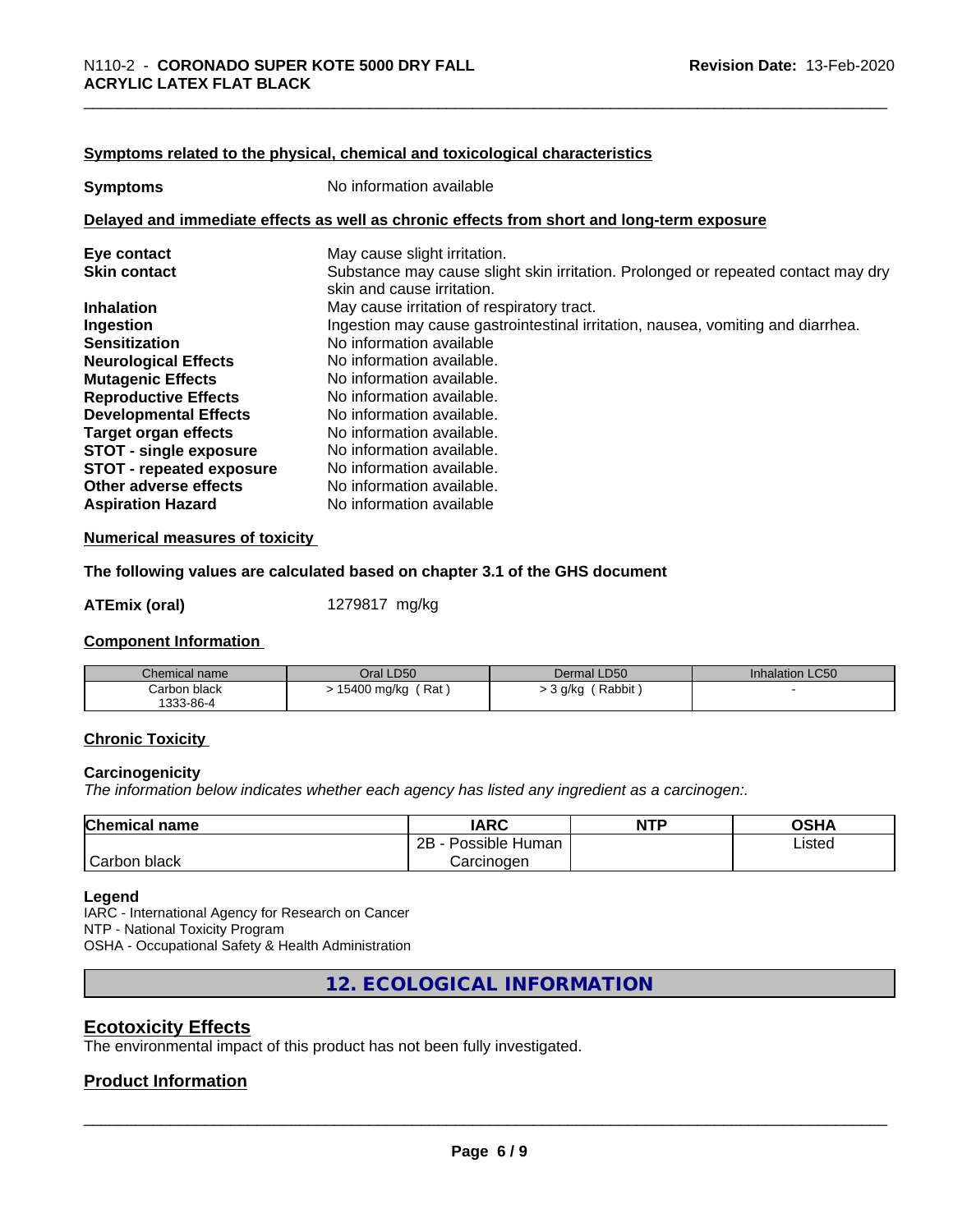#### Symptoms related to the physical, chemical and toxicological characteristics

**Symptoms** No information available

#### Delayed and immediate effects as well as chronic effects from short and long-term exposure

| | |
|---|---|
| **Eye contact** | May cause slight irritation. |
| **Skin contact** | Substance may cause slight skin irritation. Prolonged or repeated contact may dry skin and cause irritation. |
| **Inhalation** | May cause irritation of respiratory tract. |
| **Ingestion** | Ingestion may cause gastrointestinal irritation, nausea, vomiting and diarrhea. |
| **Sensitization** | No information available |
| **Neurological Effects** | No information available. |
| **Mutagenic Effects** | No information available. |
| **Reproductive Effects** | No information available. |
| **Developmental Effects** | No information available. |
| **Target organ effects** | No information available. |
| **STOT - single exposure** | No information available. |
| **STOT - repeated exposure** | No information available. |
| **Other adverse effects** | No information available. |
| **Aspiration Hazard** | No information available |

#### Numerical measures of toxicity

**The following values are calculated based on chapter 3.1 of the GHS document**

**ATEmix (oral)** 1279817 mg/kg

#### Component Information

| Chemical name | Oral LD50 | Dermal LD50 | Inhalation LC50 |
|---|---|---|---|
| Carbon black<br>1333-86-4 | > 15400 mg/kg ( Rat ) | > 3 g/kg ( Rabbit ) | - |

#### Chronic Toxicity

**Carcinogenicity**

*The information below indicates whether each agency has listed any ingredient as a carcinogen:.*

| Chemical name | IARC | NTP | OSHA |
|---|---|---|---|
| Carbon black | 2B - Possible Human Carcinogen | | Listed |

**Legend**

IARC - International Agency for Research on Cancer
NTP - National Toxicity Program
OSHA - Occupational Safety & Health Administration

## 12. ECOLOGICAL INFORMATION

### Ecotoxicity Effects

The environmental impact of this product has not been fully investigated.

### Product Information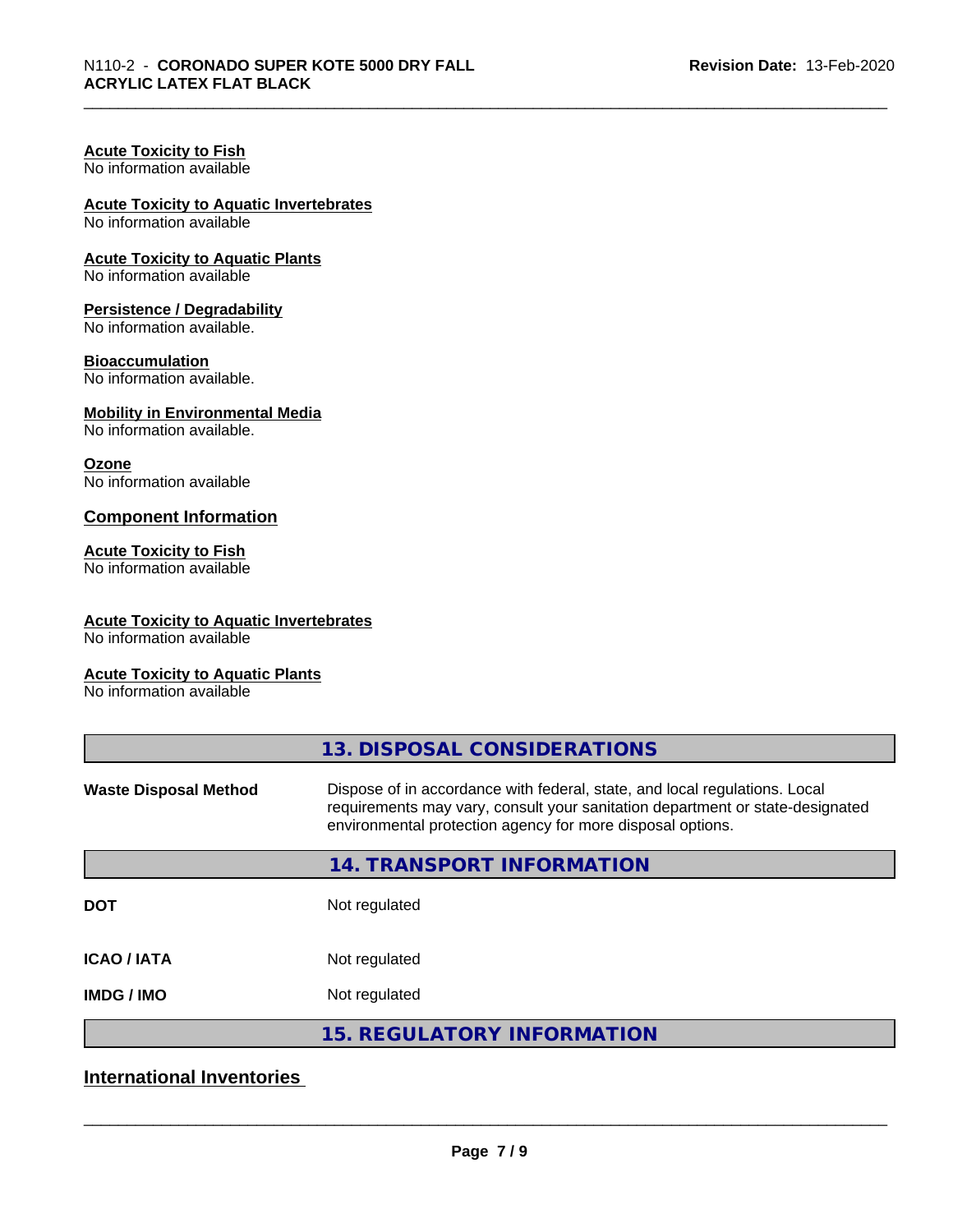**Acute Toxicity to Fish**
No information available

**Acute Toxicity to Aquatic Invertebrates**
No information available

**Acute Toxicity to Aquatic Plants**
No information available

**Persistence / Degradability**
No information available.

**Bioaccumulation**
No information available.

**Mobility in Environmental Media**
No information available.

**Ozone**
No information available

### Component Information

**Acute Toxicity to Fish**
No information available

**Acute Toxicity to Aquatic Invertebrates**
No information available

**Acute Toxicity to Aquatic Plants**
No information available

## 13. DISPOSAL CONSIDERATIONS

| | |
|---|---|
| **Waste Disposal Method** | Dispose of in accordance with federal, state, and local regulations. Local requirements may vary, consult your sanitation department or state-designated environmental protection agency for more disposal options. |

## 14. TRANSPORT INFORMATION

| | |
|---|---|
| **DOT** | Not regulated |
| **ICAO / IATA** | Not regulated |
| **IMDG / IMO** | Not regulated |

## 15. REGULATORY INFORMATION

### International Inventories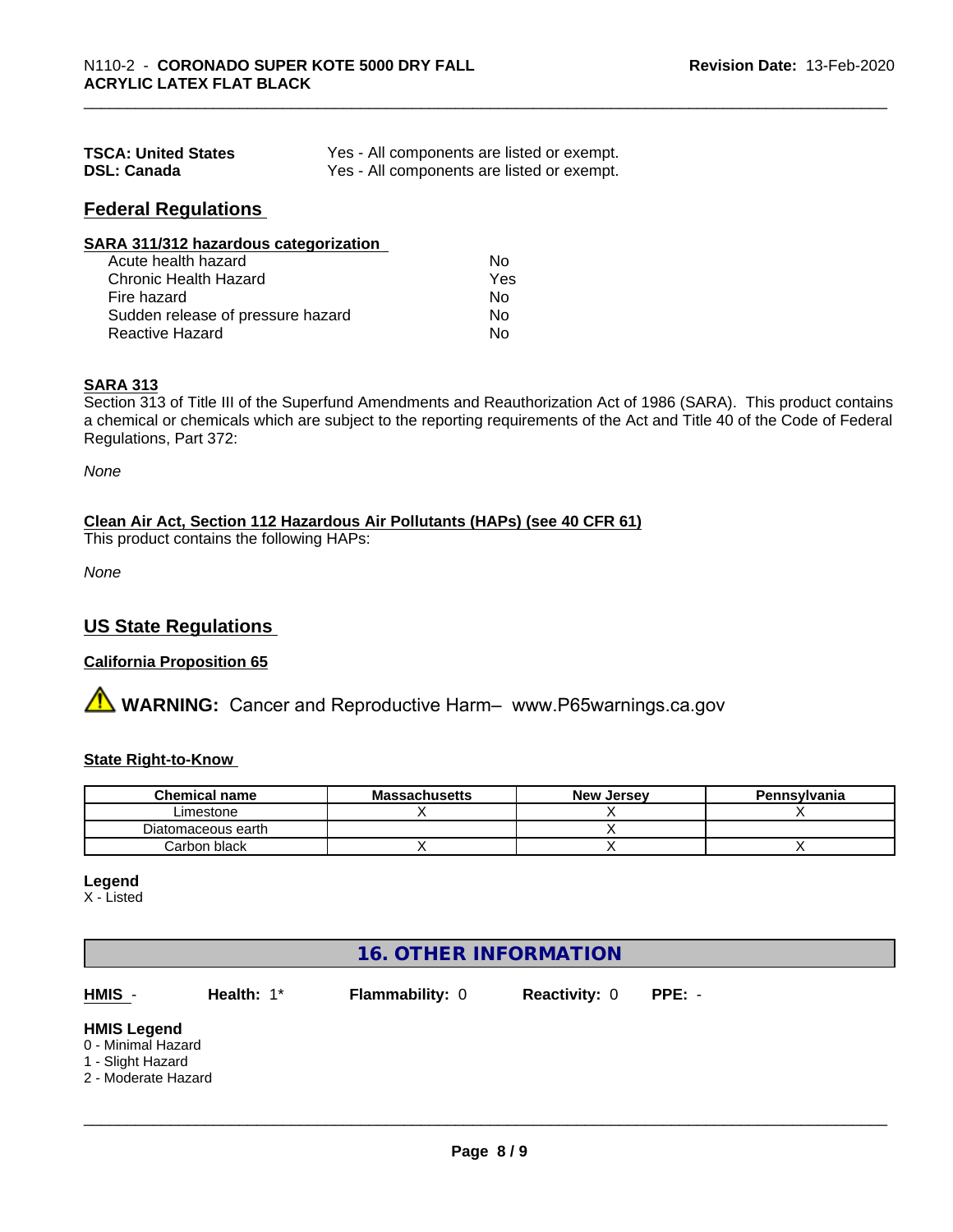| | |
|---|---|
| **TSCA: United States** | Yes - All components are listed or exempt. |
| **DSL: Canada** | Yes - All components are listed or exempt. |

## Federal Regulations

**SARA 311/312 hazardous categorization**

| | |
|---|---|
| Acute health hazard | No |
| Chronic Health Hazard | Yes |
| Fire hazard | No |
| Sudden release of pressure hazard | No |
| Reactive Hazard | No |

**SARA 313**

Section 313 of Title III of the Superfund Amendments and Reauthorization Act of 1986 (SARA). This product contains a chemical or chemicals which are subject to the reporting requirements of the Act and Title 40 of the Code of Federal Regulations, Part 372:

*None*

**Clean Air Act, Section 112 Hazardous Air Pollutants (HAPs) (see 40 CFR 61)**

This product contains the following HAPs:

*None*

## US State Regulations

**California Proposition 65**

⚠ **WARNING:** Cancer and Reproductive Harm– www.P65warnings.ca.gov

**State Right-to-Know**

| Chemical name | Massachusetts | New Jersey | Pennsylvania |
|---|---|---|---|
| Limestone | X | X | X |
| Diatomaceous earth | | X | |
| Carbon black | X | X | X |

**Legend**

X - Listed

## 16. OTHER INFORMATION

**HMIS** - **Health:** 1* **Flammability:** 0 **Reactivity:** 0 **PPE:** -

**HMIS Legend**

0 - Minimal Hazard
1 - Slight Hazard
2 - Moderate Hazard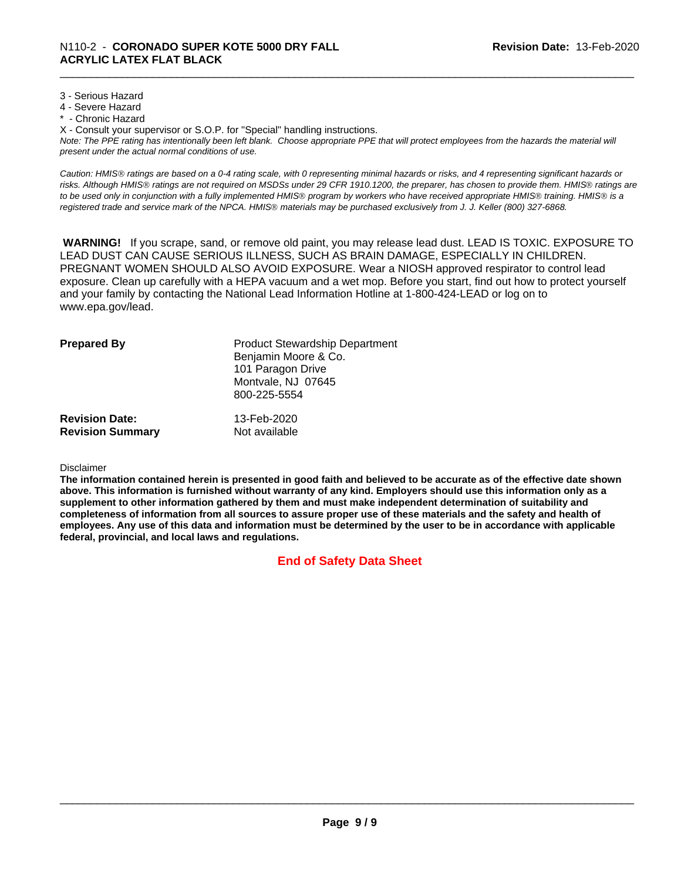3 - Serious Hazard
4 - Severe Hazard
* - Chronic Hazard
X - Consult your supervisor or S.O.P. for "Special" handling instructions.

*Note: The PPE rating has intentionally been left blank. Choose appropriate PPE that will protect employees from the hazards the material will present under the actual normal conditions of use.*

*Caution: HMIS® ratings are based on a 0-4 rating scale, with 0 representing minimal hazards or risks, and 4 representing significant hazards or risks. Although HMIS® ratings are not required on MSDSs under 29 CFR 1910.1200, the preparer, has chosen to provide them. HMIS® ratings are to be used only in conjunction with a fully implemented HMIS® program by workers who have received appropriate HMIS® training. HMIS® is a registered trade and service mark of the NPCA. HMIS® materials may be purchased exclusively from J. J. Keller (800) 327-6868.*

**WARNING!** If you scrape, sand, or remove old paint, you may release lead dust. LEAD IS TOXIC. EXPOSURE TO LEAD DUST CAN CAUSE SERIOUS ILLNESS, SUCH AS BRAIN DAMAGE, ESPECIALLY IN CHILDREN. PREGNANT WOMEN SHOULD ALSO AVOID EXPOSURE. Wear a NIOSH approved respirator to control lead exposure. Clean up carefully with a HEPA vacuum and a wet mop. Before you start, find out how to protect yourself and your family by contacting the National Lead Information Hotline at 1-800-424-LEAD or log on to www.epa.gov/lead.

**Prepared By** Product Stewardship Department
Benjamin Moore & Co.
101 Paragon Drive
Montvale, NJ 07645
800-225-5554

**Revision Date:** 13-Feb-2020
**Revision Summary** Not available

Disclaimer

**The information contained herein is presented in good faith and believed to be accurate as of the effective date shown above. This information is furnished without warranty of any kind. Employers should use this information only as a supplement to other information gathered by them and must make independent determination of suitability and completeness of information from all sources to assure proper use of these materials and the safety and health of employees. Any use of this data and information must be determined by the user to be in accordance with applicable federal, provincial, and local laws and regulations.**

**End of Safety Data Sheet**